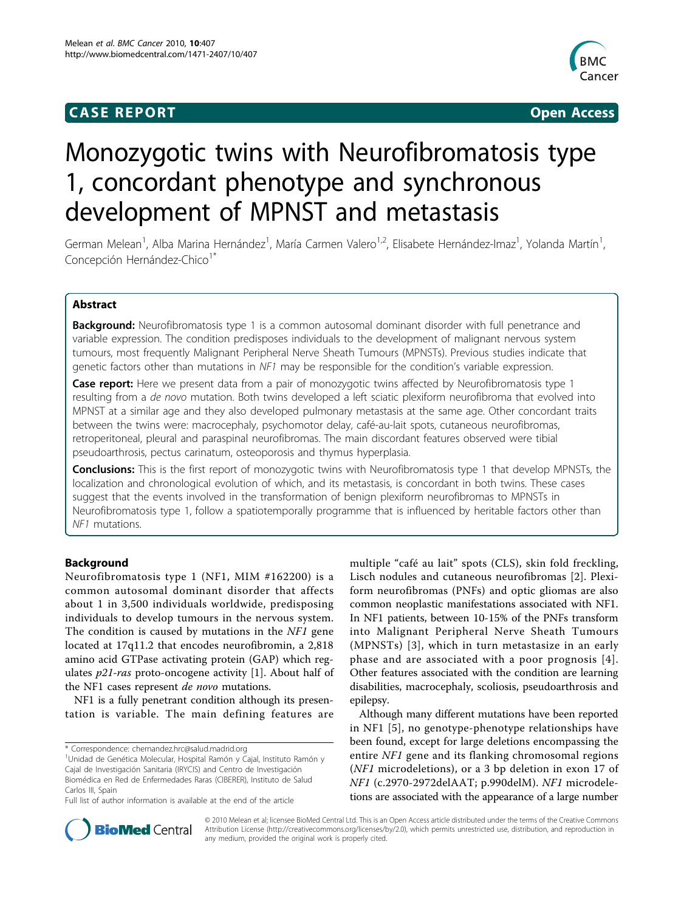CASE REPORT

Open Access

# Monozygotic twins with Neurofibromatosis type 1, concordant phenotype and synchronous development of MPNST and metastasis

German Melean[1], Alba Marina Hernández[1], María Carmen Valero[1,2], Elisabete Hernández-Imaz[1], Yolanda Martín[1], Concepción Hernández-Chico[1*]

## Abstract

**Background:** Neurofibromatosis type 1 is a common autosomal dominant disorder with full penetrance and variable expression. The condition predisposes individuals to the development of malignant nervous system tumours, most frequently Malignant Peripheral Nerve Sheath Tumours (MPNSTs). Previous studies indicate that genetic factors other than mutations in *NF1* may be responsible for the condition's variable expression.

**Case report:** Here we present data from a pair of monozygotic twins affected by Neurofibromatosis type 1 resulting from a *de novo* mutation. Both twins developed a left sciatic plexiform neurofibroma that evolved into MPNST at a similar age and they also developed pulmonary metastasis at the same age. Other concordant traits between the twins were: macrocephaly, psychomotor delay, café-au-lait spots, cutaneous neurofibromas, retroperitoneal, pleural and paraspinal neurofibromas. The main discordant features observed were tibial pseudoarthrosis, pectus carinatum, osteoporosis and thymus hyperplasia.

**Conclusions:** This is the first report of monozygotic twins with Neurofibromatosis type 1 that develop MPNSTs, the localization and chronological evolution of which, and its metastasis, is concordant in both twins. These cases suggest that the events involved in the transformation of benign plexiform neurofibromas to MPNSTs in Neurofibromatosis type 1, follow a spatiotemporally programme that is influenced by heritable factors other than *NF1* mutations.

## Background

Neurofibromatosis type 1 (NF1, MIM #162200) is a common autosomal dominant disorder that affects about 1 in 3,500 individuals worldwide, predisposing individuals to develop tumours in the nervous system. The condition is caused by mutations in the *NF1* gene located at 17q11.2 that encodes neurofibromin, a 2,818 amino acid GTPase activating protein (GAP) which regulates *p21-ras* proto-oncogene activity [1]. About half of the NF1 cases represent *de novo* mutations.

NF1 is a fully penetrant condition although its presentation is variable. The main defining features are multiple "café au lait" spots (CLS), skin fold freckling, Lisch nodules and cutaneous neurofibromas [2]. Plexiform neurofibromas (PNFs) and optic gliomas are also common neoplastic manifestations associated with NF1. In NF1 patients, between 10-15% of the PNFs transform into Malignant Peripheral Nerve Sheath Tumours (MPNSTs) [3], which in turn metastasize in an early phase and are associated with a poor prognosis [4]. Other features associated with the condition are learning disabilities, macrocephaly, scoliosis, pseudoarthrosis and epilepsy.

Although many different mutations have been reported in NF1 [5], no genotype-phenotype relationships have been found, except for large deletions encompassing the entire *NF1* gene and its flanking chromosomal regions (*NF1* microdeletions), or a 3 bp deletion in exon 17 of *NF1* (c.2970-2972delAAT; p.990delM). *NF1* microdeletions are associated with the appearance of a large number

\* Correspondence: chernandez.hrc@salud.madrid.org
[1]Unidad de Genética Molecular, Hospital Ramón y Cajal, Instituto Ramón y Cajal de Investigación Sanitaria (IRYCIS) and Centro de Investigación Biomédica en Red de Enfermedades Raras (CIBERER), Instituto de Salud Carlos III, Spain
Full list of author information is available at the end of the article

© 2010 Melean et al; licensee BioMed Central Ltd. This is an Open Access article distributed under the terms of the Creative Commons Attribution License (http://creativecommons.org/licenses/by/2.0), which permits unrestricted use, distribution, and reproduction in any medium, provided the original work is properly cited.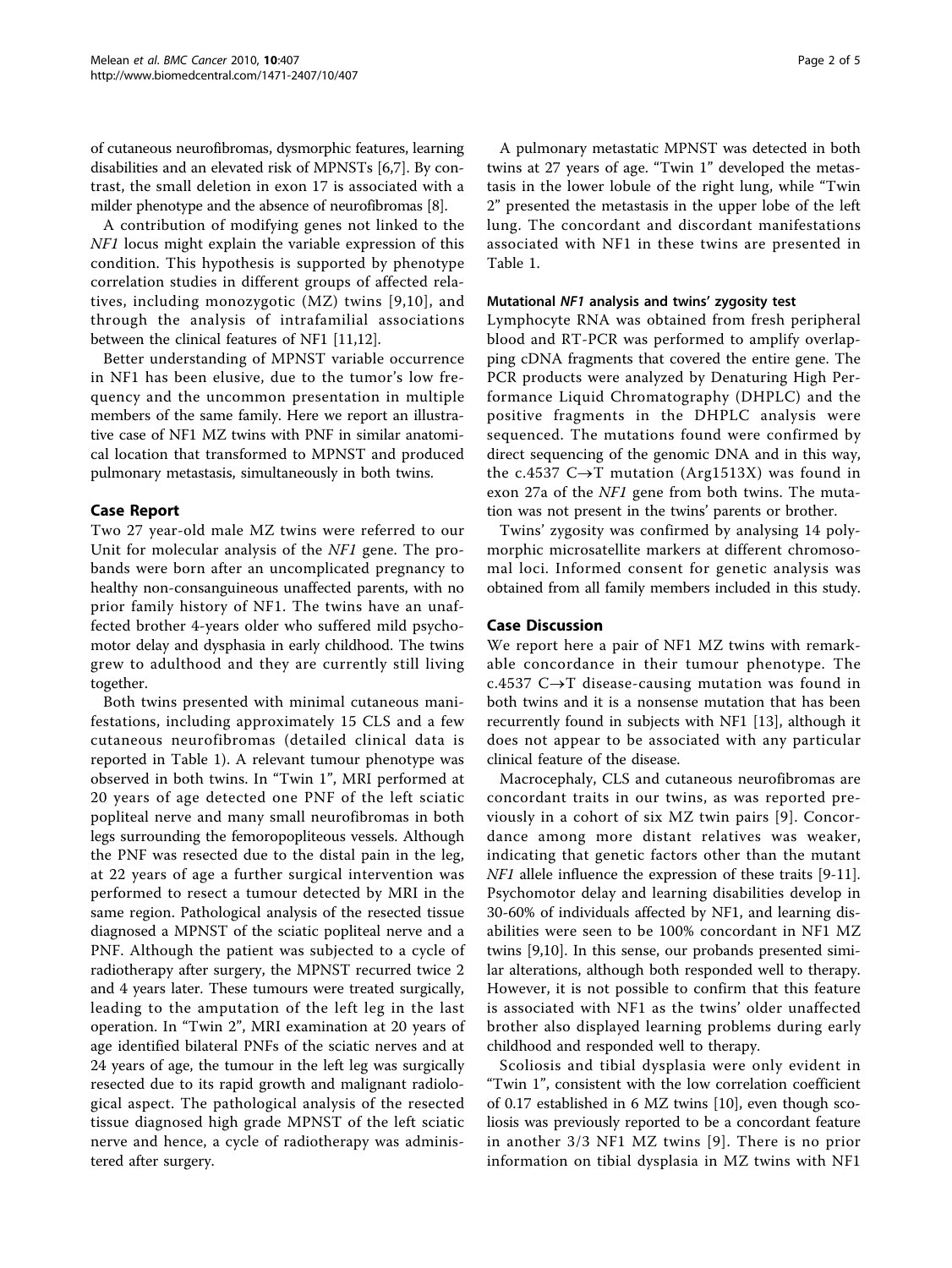of cutaneous neurofibromas, dysmorphic features, learning disabilities and an elevated risk of MPNSTs [6,7]. By contrast, the small deletion in exon 17 is associated with a milder phenotype and the absence of neurofibromas [8].

A contribution of modifying genes not linked to the *NF1* locus might explain the variable expression of this condition. This hypothesis is supported by phenotype correlation studies in different groups of affected relatives, including monozygotic (MZ) twins [9,10], and through the analysis of intrafamilial associations between the clinical features of NF1 [11,12].

Better understanding of MPNST variable occurrence in NF1 has been elusive, due to the tumor's low frequency and the uncommon presentation in multiple members of the same family. Here we report an illustrative case of NF1 MZ twins with PNF in similar anatomical location that transformed to MPNST and produced pulmonary metastasis, simultaneously in both twins.

## Case Report

Two 27 year-old male MZ twins were referred to our Unit for molecular analysis of the *NF1* gene. The probands were born after an uncomplicated pregnancy to healthy non-consanguineous unaffected parents, with no prior family history of NF1. The twins have an unaffected brother 4-years older who suffered mild psychomotor delay and dysphasia in early childhood. The twins grew to adulthood and they are currently still living together.

Both twins presented with minimal cutaneous manifestations, including approximately 15 CLS and a few cutaneous neurofibromas (detailed clinical data is reported in Table 1). A relevant tumour phenotype was observed in both twins. In "Twin 1", MRI performed at 20 years of age detected one PNF of the left sciatic popliteal nerve and many small neurofibromas in both legs surrounding the femoropopliteous vessels. Although the PNF was resected due to the distal pain in the leg, at 22 years of age a further surgical intervention was performed to resect a tumour detected by MRI in the same region. Pathological analysis of the resected tissue diagnosed a MPNST of the sciatic popliteal nerve and a PNF. Although the patient was subjected to a cycle of radiotherapy after surgery, the MPNST recurred twice 2 and 4 years later. These tumours were treated surgically, leading to the amputation of the left leg in the last operation. In "Twin 2", MRI examination at 20 years of age identified bilateral PNFs of the sciatic nerves and at 24 years of age, the tumour in the left leg was surgically resected due to its rapid growth and malignant radiological aspect. The pathological analysis of the resected tissue diagnosed high grade MPNST of the left sciatic nerve and hence, a cycle of radiotherapy was administered after surgery.

A pulmonary metastatic MPNST was detected in both twins at 27 years of age. "Twin 1" developed the metastasis in the lower lobule of the right lung, while "Twin 2" presented the metastasis in the upper lobe of the left lung. The concordant and discordant manifestations associated with NF1 in these twins are presented in Table 1.

### Mutational *NF1* analysis and twins' zygosity test

Lymphocyte RNA was obtained from fresh peripheral blood and RT-PCR was performed to amplify overlapping cDNA fragments that covered the entire gene. The PCR products were analyzed by Denaturing High Performance Liquid Chromatography (DHPLC) and the positive fragments in the DHPLC analysis were sequenced. The mutations found were confirmed by direct sequencing of the genomic DNA and in this way, the c.4537 C→T mutation (Arg1513X) was found in exon 27a of the *NF1* gene from both twins. The mutation was not present in the twins' parents or brother.

Twins' zygosity was confirmed by analysing 14 polymorphic microsatellite markers at different chromosomal loci. Informed consent for genetic analysis was obtained from all family members included in this study.

## Case Discussion

We report here a pair of NF1 MZ twins with remarkable concordance in their tumour phenotype. The c.4537 C→T disease-causing mutation was found in both twins and it is a nonsense mutation that has been recurrently found in subjects with NF1 [13], although it does not appear to be associated with any particular clinical feature of the disease.

Macrocephaly, CLS and cutaneous neurofibromas are concordant traits in our twins, as was reported previously in a cohort of six MZ twin pairs [9]. Concordance among more distant relatives was weaker, indicating that genetic factors other than the mutant *NF1* allele influence the expression of these traits [9-11]. Psychomotor delay and learning disabilities develop in 30-60% of individuals affected by NF1, and learning disabilities were seen to be 100% concordant in NF1 MZ twins [9,10]. In this sense, our probands presented similar alterations, although both responded well to therapy. However, it is not possible to confirm that this feature is associated with NF1 as the twins' older unaffected brother also displayed learning problems during early childhood and responded well to therapy.

Scoliosis and tibial dysplasia were only evident in "Twin 1", consistent with the low correlation coefficient of 0.17 established in 6 MZ twins [10], even though scoliosis was previously reported to be a concordant feature in another 3/3 NF1 MZ twins [9]. There is no prior information on tibial dysplasia in MZ twins with NF1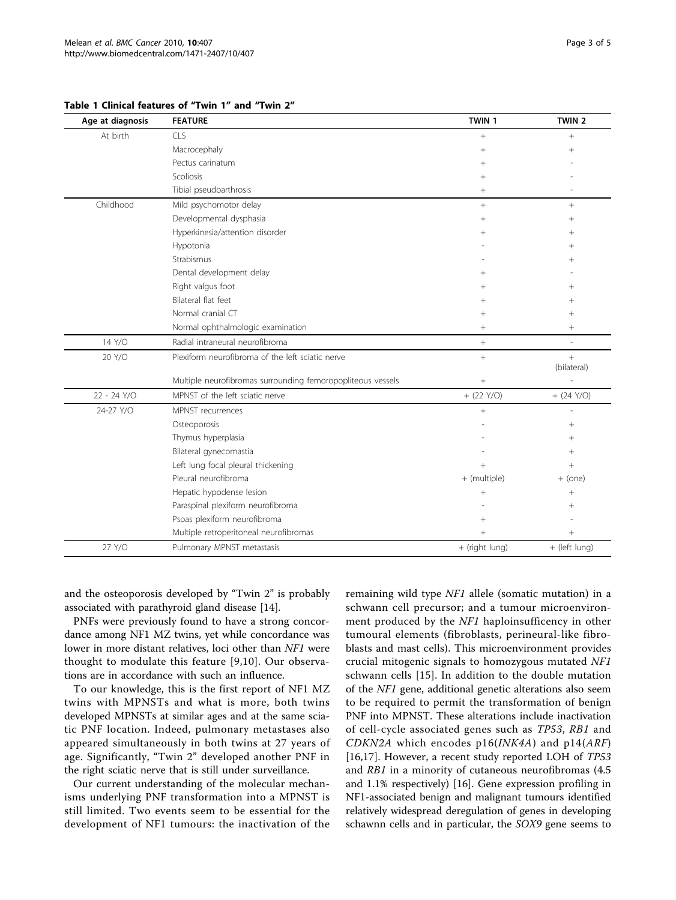**Table 1 Clinical features of "Twin 1" and "Twin 2"**

| Age at diagnosis | FEATURE | TWIN 1 | TWIN 2 |
|---|---|---|---|
| At birth | CLS | + | + |
| | Macrocephaly | + | + |
| | Pectus carinatum | + | - |
| | Scoliosis | + | - |
| | Tibial pseudoarthrosis | + | - |
| Childhood | Mild psychomotor delay | + | + |
| | Developmental dysphasia | + | + |
| | Hyperkinesia/attention disorder | + | + |
| | Hypotonia | - | + |
| | Strabismus | - | + |
| | Dental development delay | + | - |
| | Right valgus foot | + | + |
| | Bilateral flat feet | + | + |
| | Normal cranial CT | + | + |
| | Normal ophthalmologic examination | + | + |
| 14 Y/O | Radial intraneural neurofibroma | + | - |
| 20 Y/O | Plexiform neurofibroma of the left sciatic nerve | + | + (bilateral) |
| | Multiple neurofibromas surrounding femoropopliteous vessels | + | - |
| 22 - 24 Y/O | MPNST of the left sciatic nerve | + (22 Y/O) | + (24 Y/O) |
| 24-27 Y/O | MPNST recurrences | + | - |
| | Osteoporosis | - | + |
| | Thymus hyperplasia | - | + |
| | Bilateral gynecomastia | - | + |
| | Left lung focal pleural thickening | + | + |
| | Pleural neurofibroma | + (multiple) | + (one) |
| | Hepatic hypodense lesion | + | + |
| | Paraspinal plexiform neurofibroma | - | + |
| | Psoas plexiform neurofibroma | + | - |
| | Multiple retroperitoneal neurofibromas | + | + |
| 27 Y/O | Pulmonary MPNST metastasis | + (right lung) | + (left lung) |

and the osteoporosis developed by "Twin 2" is probably associated with parathyroid gland disease [14].

PNFs were previously found to have a strong concordance among NF1 MZ twins, yet while concordance was lower in more distant relatives, loci other than *NF1* were thought to modulate this feature [9,10]. Our observations are in accordance with such an influence.

To our knowledge, this is the first report of NF1 MZ twins with MPNSTs and what is more, both twins developed MPNSTs at similar ages and at the same sciatic PNF location. Indeed, pulmonary metastases also appeared simultaneously in both twins at 27 years of age. Significantly, "Twin 2" developed another PNF in the right sciatic nerve that is still under surveillance.

Our current understanding of the molecular mechanisms underlying PNF transformation into a MPNST is still limited. Two events seem to be essential for the development of NF1 tumours: the inactivation of the remaining wild type *NF1* allele (somatic mutation) in a schwann cell precursor; and a tumour microenvironment produced by the *NF1* haploinsufficency in other tumoural elements (fibroblasts, perineural-like fibroblasts and mast cells). This microenvironment provides crucial mitogenic signals to homozygous mutated *NF1* schwann cells [15]. In addition to the double mutation of the *NF1* gene, additional genetic alterations also seem to be required to permit the transformation of benign PNF into MPNST. These alterations include inactivation of cell-cycle associated genes such as *TP53*, *RB1* and *CDKN2A* which encodes p16(*INK4A*) and p14(*ARF*) [16,17]. However, a recent study reported LOH of *TP53* and *RB1* in a minority of cutaneous neurofibromas (4.5 and 1.1% respectively) [16]. Gene expression profiling in NF1-associated benign and malignant tumours identified relatively widespread deregulation of genes in developing schawnn cells and in particular, the *SOX9* gene seems to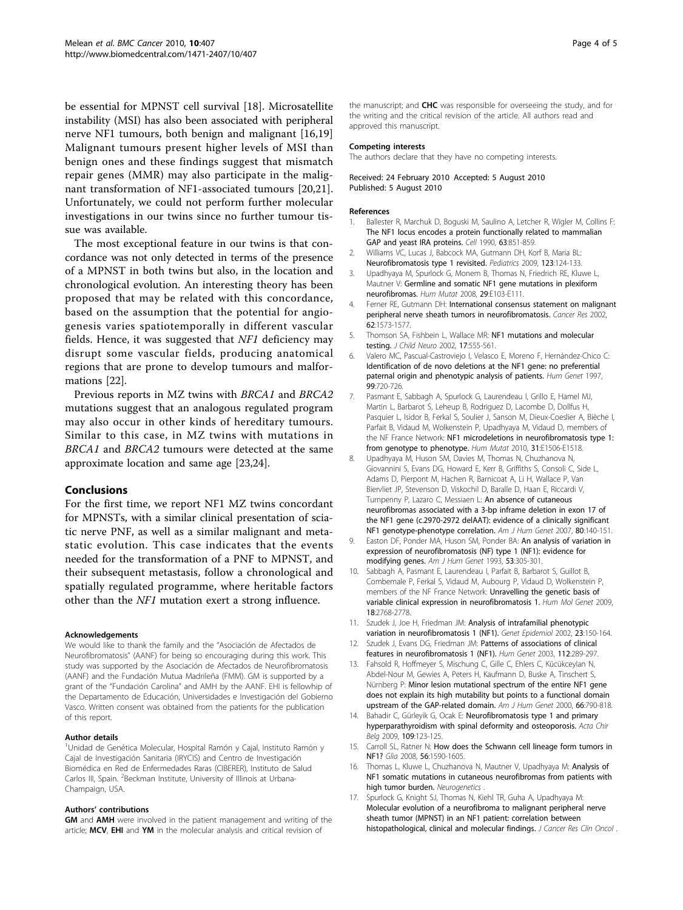be essential for MPNST cell survival [18]. Microsatellite instability (MSI) has also been associated with peripheral nerve NF1 tumours, both benign and malignant [16,19] Malignant tumours present higher levels of MSI than benign ones and these findings suggest that mismatch repair genes (MMR) may also participate in the malignant transformation of NF1-associated tumours [20,21]. Unfortunately, we could not perform further molecular investigations in our twins since no further tumour tissue was available.

The most exceptional feature in our twins is that concordance was not only detected in terms of the presence of a MPNST in both twins but also, in the location and chronological evolution. An interesting theory has been proposed that may be related with this concordance, based on the assumption that the potential for angiogenesis varies spatiotemporally in different vascular fields. Hence, it was suggested that *NF1* deficiency may disrupt some vascular fields, producing anatomical regions that are prone to develop tumours and malformations [22].

Previous reports in MZ twins with *BRCA1* and *BRCA2* mutations suggest that an analogous regulated program may also occur in other kinds of hereditary tumours. Similar to this case, in MZ twins with mutations in *BRCA1* and *BRCA2* tumours were detected at the same approximate location and same age [23,24].

## Conclusions

For the first time, we report NF1 MZ twins concordant for MPNSTs, with a similar clinical presentation of sciatic nerve PNF, as well as a similar malignant and metastatic evolution. This case indicates that the events needed for the transformation of a PNF to MPNST, and their subsequent metastasis, follow a chronological and spatially regulated programme, where heritable factors other than the *NF1* mutation exert a strong influence.

#### Acknowledgements

We would like to thank the family and the "Asociación de Afectados de Neurofibromatosis" (AANF) for being so encouraging during this work. This study was supported by the Asociación de Afectados de Neurofibromatosis (AANF) and the Fundación Mutua Madrileña (FMM). GM is supported by a grant of the "Fundación Carolina" and AMH by the AANF. EHI is fellowship of the Departamento de Educación, Universidades e Investigación del Gobierno Vasco. Written consent was obtained from the patients for the publication of this report.

#### Author details

[1]Unidad de Genética Molecular, Hospital Ramón y Cajal, Instituto Ramón y Cajal de Investigación Sanitaria (IRYCIS) and Centro de Investigación Biomédica en Red de Enfermedades Raras (CIBERER), Instituto de Salud Carlos III, Spain. [2]Beckman Institute, University of Illinois at Urbana-Champaign, USA.

#### Authors' contributions

**GM** and **AMH** were involved in the patient management and writing of the article; **MCV**, **EHI** and **YM** in the molecular analysis and critical revision of the manuscript; and **CHC** was responsible for overseeing the study, and for the writing and the critical revision of the article. All authors read and approved this manuscript.

#### Competing interests

The authors declare that they have no competing interests.

Received: 24 February 2010 Accepted: 5 August 2010
Published: 5 August 2010

#### References

1. Ballester R, Marchuk D, Boguski M, Saulino A, Letcher R, Wigler M, Collins F: **The NF1 locus encodes a protein functionally related to mammalian GAP and yeast IRA proteins.** *Cell* 1990, **63**:851-859.
2. Williams VC, Lucas J, Babcock MA, Gutmann DH, Korf B, Maria BL: **Neurofibromatosis type 1 revisited.** *Pediatrics* 2009, **123**:124-133.
3. Upadhyaya M, Spurlock G, Monem B, Thomas N, Friedrich RE, Kluwe L, Mautner V: **Germline and somatic NF1 gene mutations in plexiform neurofibromas.** *Hum Mutat* 2008, **29**:E103-E111.
4. Ferner RE, Gutmann DH: **International consensus statement on malignant peripheral nerve sheath tumors in neurofibromatosis.** *Cancer Res* 2002, **62**:1573-1577.
5. Thomson SA, Fishbein L, Wallace MR: **NF1 mutations and molecular testing.** *J Child Neuro* 2002, **17**:555-561.
6. Valero MC, Pascual-Castroviejo I, Velasco E, Moreno F, Hernández-Chico C: **Identification of de novo deletions at the NF1 gene: no preferential paternal origin and phenotypic analysis of patients.** *Hum Genet* 1997, **99**:720-726.
7. Pasmant E, Sabbagh A, Spurlock G, Laurendeau I, Grillo E, Hamel MJ, Martin L, Barbarot S, Leheup B, Rodriguez D, Lacombe D, Dollfus H, Pasquier L, Isidor B, Ferkal S, Soulier J, Sanson M, Dieux-Coeslier A, Bièche I, Parfait B, Vidaud M, Wolkenstein P, Upadhyaya M, Vidaud D, members of the NF France Network: **NF1 microdeletions in neurofibromatosis type 1: from genotype to phenotype.** *Hum Mutat* 2010, **31**:E1506-E1518.
8. Upadhyaya M, Huson SM, Davies M, Thomas N, Chuzhanova N, Giovannini S, Evans DG, Howard E, Kerr B, Griffiths S, Consoli C, Side L, Adams D, Pierpont M, Hachen R, Barnicoat A, Li H, Wallace P, Van Biervliet JP, Stevenson D, Viskochil D, Baralle D, Haan E, Riccardi V, Turnpenny P, Lazaro C, Messiaen L: **An absence of cutaneous neurofibromas associated with a 3-bp inframe deletion in exon 17 of the NF1 gene (c.2970-2972 delAAT): evidence of a clinically significant NF1 genotype-phenotype correlation.** *Am J Hum Genet* 2007, **80**:140-151.
9. Easton DF, Ponder MA, Huson SM, Ponder BA: **An analysis of variation in expression of neurofibromatosis (NF) type 1 (NF1): evidence for modifying genes.** *Am J Hum Genet* 1993, **53**:305-301.
10. Sabbagh A, Pasmant E, Laurendeau I, Parfait B, Barbarot S, Guillot B, Combemale P, Ferkal S, Vidaud M, Aubourg P, Vidaud D, Wolkenstein P, members of the NF France Network: **Unravelling the genetic basis of variable clinical expression in neurofibromatosis 1.** *Hum Mol Genet* 2009, **18**:2768-2778.
11. Szudek J, Joe H, Friedman JM: **Analysis of intrafamilial phenotypic variation in neurofibromatosis 1 (NF1).** *Genet Epidemiol* 2002, **23**:150-164.
12. Szudek J, Evans DG, Friedman JM: **Patterns of associations of clinical features in neurofibromatosis 1 (NF1).** *Hum Genet* 2003, **112**:289-297.
13. Fahsold R, Hoffmeyer S, Mischung C, Gille C, Ehlers C, Kücükceylan N, Abdel-Nour M, Gewies A, Peters H, Kaufmann D, Buske A, Tinschert S, Nürnberg P: **Minor lesion mutational spectrum of the entire NF1 gene does not explain its high mutability but points to a functional domain upstream of the GAP-related domain.** *Am J Hum Genet* 2000, **66**:790-818.
14. Bahadir C, Gürleyik G, Ocak E: **Neurofibromatosis type 1 and primary hyperparathyroidism with spinal deformity and osteoporosis.** *Acta Chir Belg* 2009, **109**:123-125.
15. Carroll SL, Ratner N: **How does the Schwann cell lineage form tumors in NF1?** *Glia* 2008, **56**:1590-1605.
16. Thomas L, Kluwe L, Chuzhanova N, Mautner V, Upadhyaya M: **Analysis of NF1 somatic mutations in cutaneous neurofibromas from patients with high tumor burden.** *Neurogenetics* .
17. Spurlock G, Knight SJ, Thomas N, Kiehl TR, Guha A, Upadhyaya M: **Molecular evolution of a neurofibroma to malignant peripheral nerve sheath tumor (MPNST) in an NF1 patient: correlation between histopathological, clinical and molecular findings.** *J Cancer Res Clin Oncol* .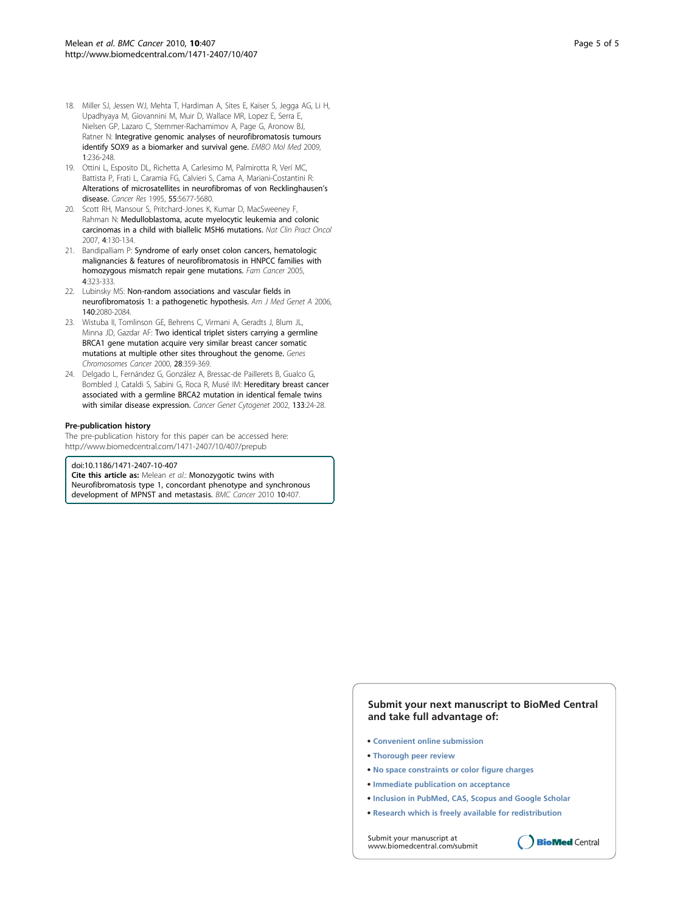18. Miller SJ, Jessen WJ, Mehta T, Hardiman A, Sites E, Kaiser S, Jegga AG, Li H, Upadhyaya M, Giovannini M, Muir D, Wallace MR, Lopez E, Serra E, Nielsen GP, Lazaro C, Stemmer-Rachamimov A, Page G, Aronow BJ, Ratner N: Integrative genomic analyses of neurofibromatosis tumours identify SOX9 as a biomarker and survival gene. *EMBO Mol Med* 2009, **1**:236-248.
19. Ottini L, Esposito DL, Richetta A, Carlesimo M, Palmirotta R, Verí MC, Battista P, Frati L, Caramia FG, Calvieri S, Cama A, Mariani-Costantini R: Alterations of microsatellites in neurofibromas of von Recklinghausen's disease. *Cancer Res* 1995, **55**:5677-5680.
20. Scott RH, Mansour S, Pritchard-Jones K, Kumar D, MacSweeney F, Rahman N: Medulloblastoma, acute myelocytic leukemia and colonic carcinomas in a child with biallelic MSH6 mutations. *Nat Clin Pract Oncol* 2007, **4**:130-134.
21. Bandipalliam P: Syndrome of early onset colon cancers, hematologic malignancies & features of neurofibromatosis in HNPCC families with homozygous mismatch repair gene mutations. *Fam Cancer* 2005, **4**:323-333.
22. Lubinsky MS: Non-random associations and vascular fields in neurofibromatosis 1: a pathogenetic hypothesis. *Am J Med Genet A* 2006, **140**:2080-2084.
23. Wistuba II, Tomlinson GE, Behrens C, Virmani A, Geradts J, Blum JL, Minna JD, Gazdar AF: Two identical triplet sisters carrying a germline BRCA1 gene mutation acquire very similar breast cancer somatic mutations at multiple other sites throughout the genome. *Genes Chromosomes Cancer* 2000, **28**:359-369.
24. Delgado L, Fernández G, González A, Bressac-de Paillerets B, Gualco G, Bombled J, Cataldi S, Sabini G, Roca R, Musé IM: Hereditary breast cancer associated with a germline BRCA2 mutation in identical female twins with similar disease expression. *Cancer Genet Cytogenet* 2002, **133**:24-28.

### Pre-publication history

The pre-publication history for this paper can be accessed here:
http://www.biomedcentral.com/1471-2407/10/407/prepub

doi:10.1186/1471-2407-10-407
**Cite this article as:** Melean *et al.*: Monozygotic twins with Neurofibromatosis type 1, concordant phenotype and synchronous development of MPNST and metastasis. *BMC Cancer* 2010 **10**:407.

**Submit your next manuscript to BioMed Central and take full advantage of:**

- Convenient online submission
- Thorough peer review
- No space constraints or color figure charges
- Immediate publication on acceptance
- Inclusion in PubMed, CAS, Scopus and Google Scholar
- Research which is freely available for redistribution

Submit your manuscript at
www.biomedcentral.com/submit

BioMed Central